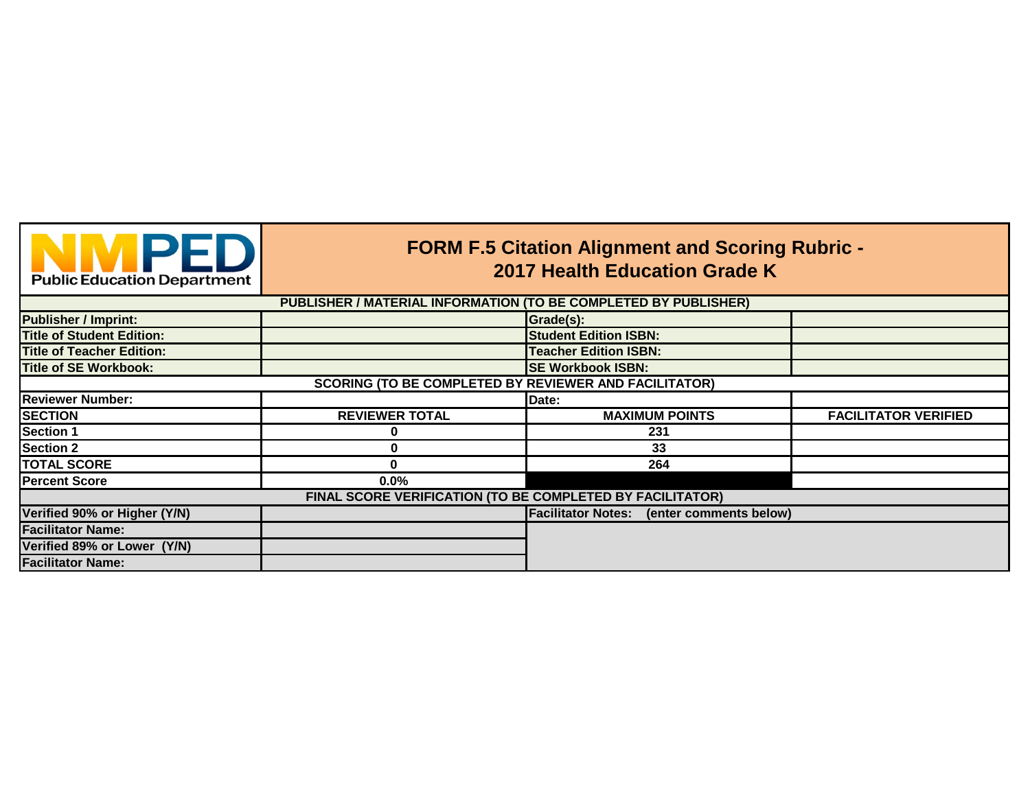NMPED Public Education Department

# FORM F.5 Citation Alignment and Scoring Rubric - 2017 Health Education Grade K

| PUBLISHER / MATERIAL INFORMATION (TO BE COMPLETED BY PUBLISHER) | | | |
|---|---|---|---|
| **Publisher / Imprint:** | | **Grade(s):** | |
| **Title of Student Edition:** | | **Student Edition ISBN:** | |
| **Title of Teacher Edition:** | | **Teacher Edition ISBN:** | |
| **Title of SE Workbook:** | | **SE Workbook ISBN:** | |
| **SCORING (TO BE COMPLETED BY REVIEWER AND FACILITATOR)** | | | |
| **Reviewer Number:** | | **Date:** | |
| **SECTION** | **REVIEWER TOTAL** | **MAXIMUM POINTS** | **FACILITATOR VERIFIED** |
| **Section 1** | 0 | 231 | |
| **Section 2** | 0 | 33 | |
| **TOTAL SCORE** | 0 | 264 | |
| **Percent Score** | 0.0% | | |
| **FINAL SCORE VERIFICATION (TO BE COMPLETED BY FACILITATOR)** | | | |
| **Verified 90% or Higher (Y/N)** | | **Facilitator Notes: (enter comments below)** | |
| **Facilitator Name:** | | | |
| **Verified 89% or Lower (Y/N)** | | | |
| **Facilitator Name:** | | | |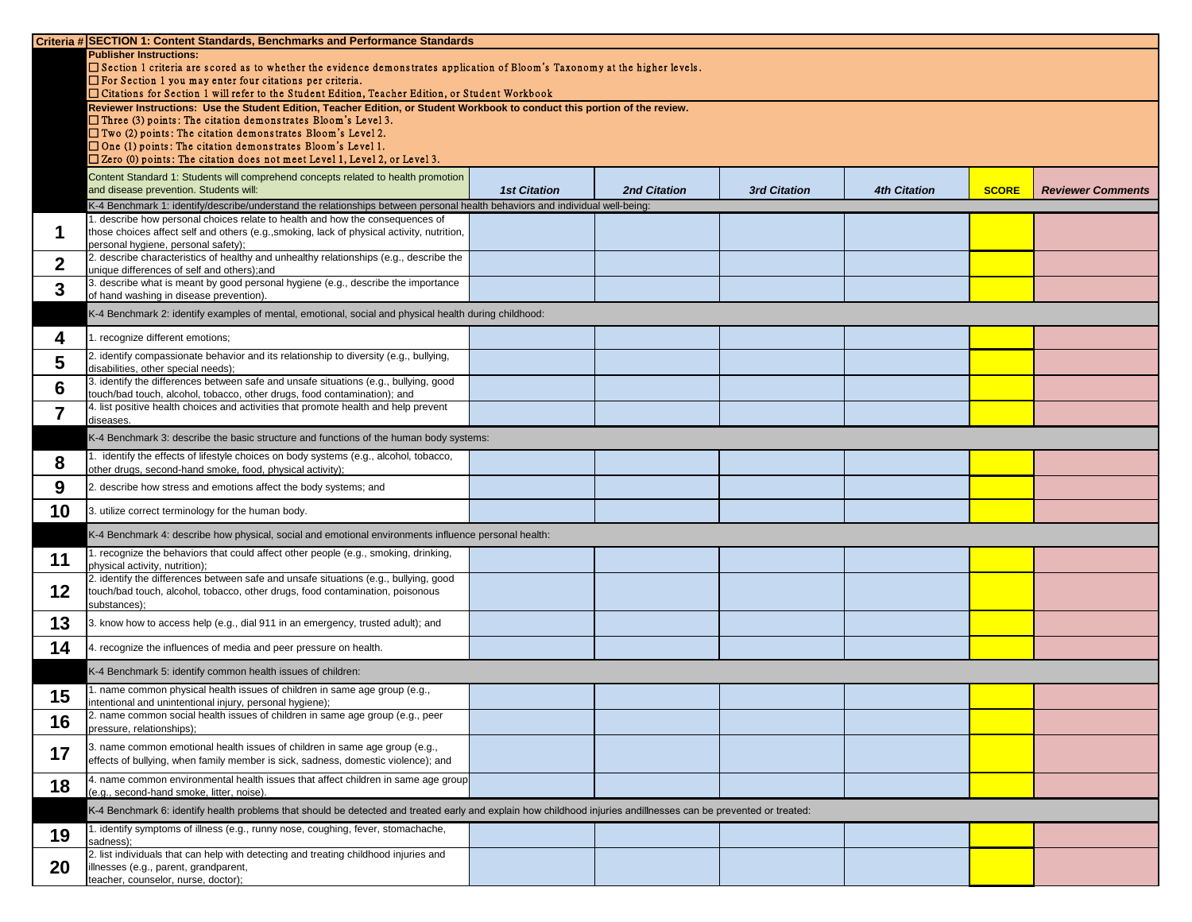| Criteria # | SECTION 1: Content Standards, Benchmarks and Performance Standards | | | | | | |
|---|---|---|---|---|---|---|---|
| | **Publisher Instructions:**<br>☐ Section 1 criteria are scored as to whether the evidence demonstrates application of Bloom's Taxonomy at the higher levels.<br>☐ For Section 1 you may enter four citations per criteria.<br>☐ Citations for Section 1 will refer to the Student Edition, Teacher Edition, or Student Workbook | | | | | | |
| | **Reviewer Instructions: Use the Student Edition, Teacher Edition, or Student Workbook to conduct this portion of the review.**<br>☐ Three (3) points: The citation demonstrates Bloom's Level 3.<br>☐ Two (2) points: The citation demonstrates Bloom's Level 2.<br>☐ One (1) points: The citation demonstrates Bloom's Level 1.<br>☐ Zero (0) points: The citation does not meet Level 1, Level 2, or Level 3. | | | | | | |
| | Content Standard 1: Students will comprehend concepts related to health promotion and disease prevention. Students will: | *1st Citation* | *2nd Citation* | *3rd Citation* | *4th Citation* | **SCORE** | *Reviewer Comments* |
| | K-4 Benchmark 1: identify/describe/understand the relationships between personal health behaviors and individual well-being: | | | | | | |
| **1** | 1. describe how personal choices relate to health and how the consequences of those choices affect self and others (e.g.,smoking, lack of physical activity, nutrition, personal hygiene, personal safety); | | | | | | |
| **2** | 2. describe characteristics of healthy and unhealthy relationships (e.g., describe the unique differences of self and others);and | | | | | | |
| **3** | 3. describe what is meant by good personal hygiene (e.g., describe the importance of hand washing in disease prevention). | | | | | | |
| | K-4 Benchmark 2: identify examples of mental, emotional, social and physical health during childhood: | | | | | | |
| **4** | 1. recognize different emotions; | | | | | | |
| **5** | 2. identify compassionate behavior and its relationship to diversity (e.g., bullying, disabilities, other special needs); | | | | | | |
| **6** | 3. identify the differences between safe and unsafe situations (e.g., bullying, good touch/bad touch, alcohol, tobacco, other drugs, food contamination); and | | | | | | |
| **7** | 4. list positive health choices and activities that promote health and help prevent diseases. | | | | | | |
| | K-4 Benchmark 3: describe the basic structure and functions of the human body systems: | | | | | | |
| **8** | 1. identify the effects of lifestyle choices on body systems (e.g., alcohol, tobacco, other drugs, second-hand smoke, food, physical activity); | | | | | | |
| **9** | 2. describe how stress and emotions affect the body systems; and | | | | | | |
| **10** | 3. utilize correct terminology for the human body. | | | | | | |
| | K-4 Benchmark 4: describe how physical, social and emotional environments influence personal health: | | | | | | |
| **11** | 1. recognize the behaviors that could affect other people (e.g., smoking, drinking, physical activity, nutrition); | | | | | | |
| **12** | 2. identify the differences between safe and unsafe situations (e.g., bullying, good touch/bad touch, alcohol, tobacco, other drugs, food contamination, poisonous substances); | | | | | | |
| **13** | 3. know how to access help (e.g., dial 911 in an emergency, trusted adult); and | | | | | | |
| **14** | 4. recognize the influences of media and peer pressure on health. | | | | | | |
| | K-4 Benchmark 5: identify common health issues of children: | | | | | | |
| **15** | 1. name common physical health issues of children in same age group (e.g., intentional and unintentional injury, personal hygiene); | | | | | | |
| **16** | 2. name common social health issues of children in same age group (e.g., peer pressure, relationships); | | | | | | |
| **17** | 3. name common emotional health issues of children in same age group (e.g., effects of bullying, when family member is sick, sadness, domestic violence); and | | | | | | |
| **18** | 4. name common environmental health issues that affect children in same age group (e.g., second-hand smoke, litter, noise). | | | | | | |
| | K-4 Benchmark 6: identify health problems that should be detected and treated early and explain how childhood injuries andillnesses can be prevented or treated: | | | | | | |
| **19** | 1. identify symptoms of illness (e.g., runny nose, coughing, fever, stomachache, sadness); | | | | | | |
| **20** | 2. list individuals that can help with detecting and treating childhood injuries and illnesses (e.g., parent, grandparent, teacher, counselor, nurse, doctor); | | | | | | |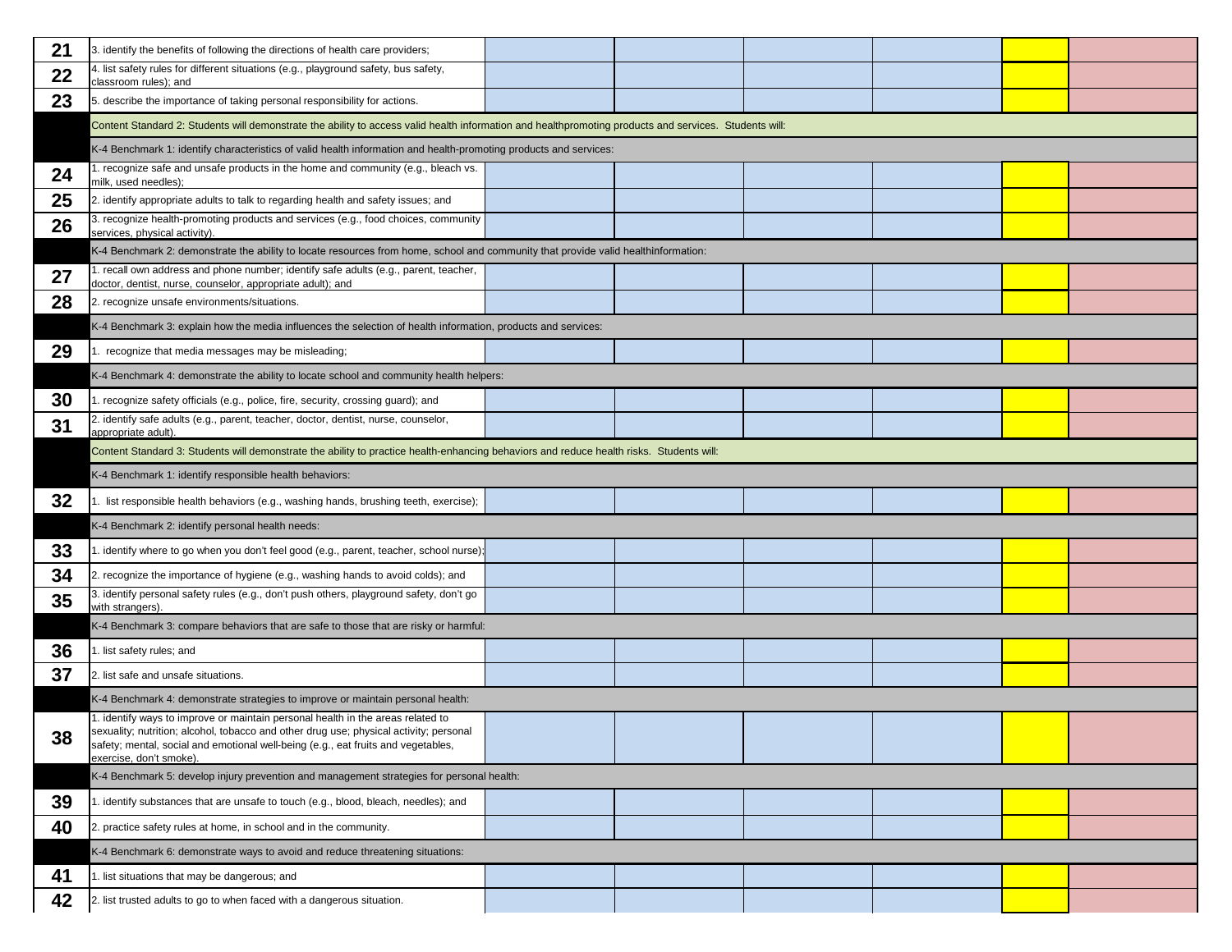| | | | | | | | |
|---|---|---|---|---|---|---|---|
| 21 | 3. identify the benefits of following the directions of health care providers; | | | | | | |
| 22 | 4. list safety rules for different situations (e.g., playground safety, bus safety, classroom rules); and | | | | | | |
| 23 | 5. describe the importance of taking personal responsibility for actions. | | | | | | |
| | Content Standard 2: Students will demonstrate the ability to access valid health information and healthpromoting products and services. Students will: | | | | | | |
| | K-4 Benchmark 1: identify characteristics of valid health information and health-promoting products and services: | | | | | | |
| 24 | 1. recognize safe and unsafe products in the home and community (e.g., bleach vs. milk, used needles); | | | | | | |
| 25 | 2. identify appropriate adults to talk to regarding health and safety issues; and | | | | | | |
| 26 | 3. recognize health-promoting products and services (e.g., food choices, community services, physical activity). | | | | | | |
| | K-4 Benchmark 2: demonstrate the ability to locate resources from home, school and community that provide valid healthinformation: | | | | | | |
| 27 | 1. recall own address and phone number; identify safe adults (e.g., parent, teacher, doctor, dentist, nurse, counselor, appropriate adult); and | | | | | | |
| 28 | 2. recognize unsafe environments/situations. | | | | | | |
| | K-4 Benchmark 3: explain how the media influences the selection of health information, products and services: | | | | | | |
| 29 | 1. recognize that media messages may be misleading; | | | | | | |
| | K-4 Benchmark 4: demonstrate the ability to locate school and community health helpers: | | | | | | |
| 30 | 1. recognize safety officials (e.g., police, fire, security, crossing guard); and | | | | | | |
| 31 | 2. identify safe adults (e.g., parent, teacher, doctor, dentist, nurse, counselor, appropriate adult). | | | | | | |
| | Content Standard 3: Students will demonstrate the ability to practice health-enhancing behaviors and reduce health risks. Students will: | | | | | | |
| | K-4 Benchmark 1: identify responsible health behaviors: | | | | | | |
| 32 | 1. list responsible health behaviors (e.g., washing hands, brushing teeth, exercise); | | | | | | |
| | K-4 Benchmark 2: identify personal health needs: | | | | | | |
| 33 | 1. identify where to go when you don't feel good (e.g., parent, teacher, school nurse); | | | | | | |
| 34 | 2. recognize the importance of hygiene (e.g., washing hands to avoid colds); and | | | | | | |
| 35 | 3. identify personal safety rules (e.g., don't push others, playground safety, don't go with strangers). | | | | | | |
| | K-4 Benchmark 3: compare behaviors that are safe to those that are risky or harmful: | | | | | | |
| 36 | 1. list safety rules; and | | | | | | |
| 37 | 2. list safe and unsafe situations. | | | | | | |
| | K-4 Benchmark 4: demonstrate strategies to improve or maintain personal health: | | | | | | |
| 38 | 1. identify ways to improve or maintain personal health in the areas related to sexuality; nutrition; alcohol, tobacco and other drug use; physical activity; personal safety; mental, social and emotional well-being (e.g., eat fruits and vegetables, exercise, don't smoke). | | | | | | |
| | K-4 Benchmark 5: develop injury prevention and management strategies for personal health: | | | | | | |
| 39 | 1. identify substances that are unsafe to touch (e.g., blood, bleach, needles); and | | | | | | |
| 40 | 2. practice safety rules at home, in school and in the community. | | | | | | |
| | K-4 Benchmark 6: demonstrate ways to avoid and reduce threatening situations: | | | | | | |
| 41 | 1. list situations that may be dangerous; and | | | | | | |
| 42 | 2. list trusted adults to go to when faced with a dangerous situation. | | | | | | |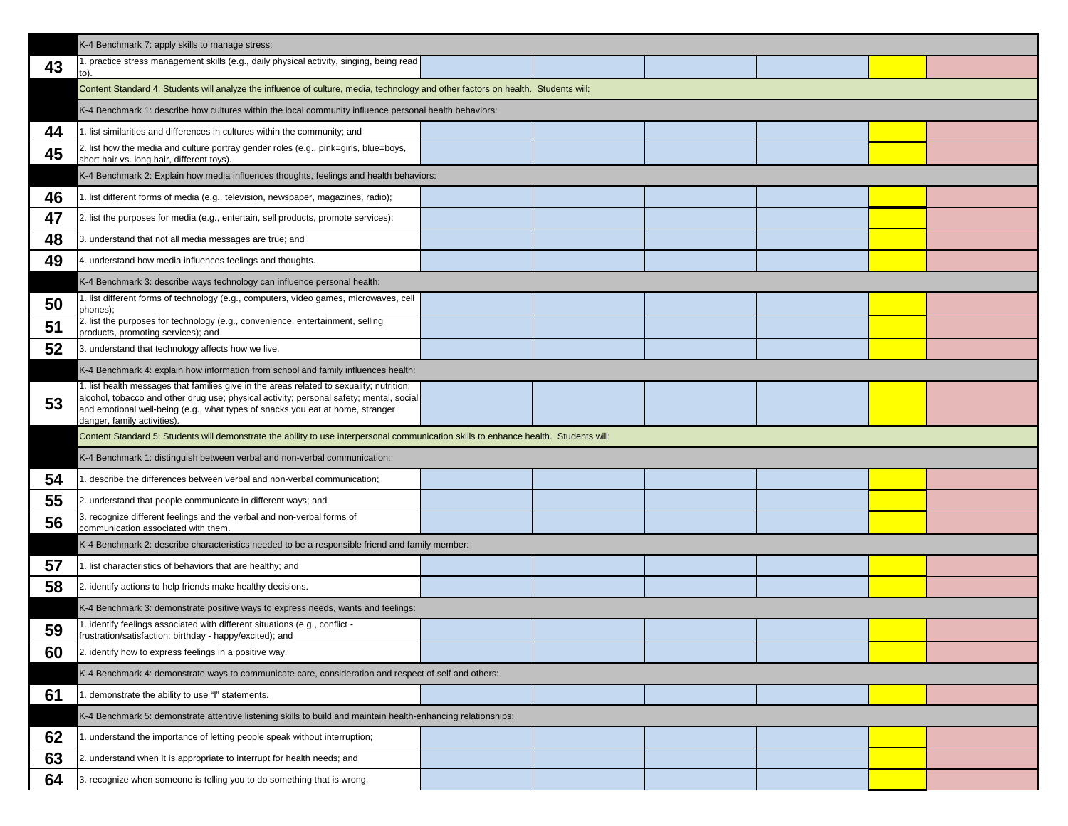| | | | | | | | |
|---|---|---|---|---|---|---|---|
| | K-4 Benchmark 7: apply skills to manage stress: | | | | | | |
| 43 | 1. practice stress management skills (e.g., daily physical activity, singing, being read to). | | | | | | |
| | Content Standard 4: Students will analyze the influence of culture, media, technology and other factors on health. Students will: | | | | | | |
| | K-4 Benchmark 1: describe how cultures within the local community influence personal health behaviors: | | | | | | |
| 44 | 1. list similarities and differences in cultures within the community; and | | | | | | |
| 45 | 2. list how the media and culture portray gender roles (e.g., pink=girls, blue=boys, short hair vs. long hair, different toys). | | | | | | |
| | K-4 Benchmark 2: Explain how media influences thoughts, feelings and health behaviors: | | | | | | |
| 46 | 1. list different forms of media (e.g., television, newspaper, magazines, radio); | | | | | | |
| 47 | 2. list the purposes for media (e.g., entertain, sell products, promote services); | | | | | | |
| 48 | 3. understand that not all media messages are true; and | | | | | | |
| 49 | 4. understand how media influences feelings and thoughts. | | | | | | |
| | K-4 Benchmark 3: describe ways technology can influence personal health: | | | | | | |
| 50 | 1. list different forms of technology (e.g., computers, video games, microwaves, cell phones); | | | | | | |
| 51 | 2. list the purposes for technology (e.g., convenience, entertainment, selling products, promoting services); and | | | | | | |
| 52 | 3. understand that technology affects how we live. | | | | | | |
| | K-4 Benchmark 4: explain how information from school and family influences health: | | | | | | |
| 53 | 1. list health messages that families give in the areas related to sexuality; nutrition; alcohol, tobacco and other drug use; physical activity; personal safety; mental, social and emotional well-being (e.g., what types of snacks you eat at home, stranger danger, family activities). | | | | | | |
| | Content Standard 5: Students will demonstrate the ability to use interpersonal communication skills to enhance health. Students will: | | | | | | |
| | K-4 Benchmark 1: distinguish between verbal and non-verbal communication: | | | | | | |
| 54 | 1. describe the differences between verbal and non-verbal communication; | | | | | | |
| 55 | 2. understand that people communicate in different ways; and | | | | | | |
| 56 | 3. recognize different feelings and the verbal and non-verbal forms of communication associated with them. | | | | | | |
| | K-4 Benchmark 2: describe characteristics needed to be a responsible friend and family member: | | | | | | |
| 57 | 1. list characteristics of behaviors that are healthy; and | | | | | | |
| 58 | 2. identify actions to help friends make healthy decisions. | | | | | | |
| | K-4 Benchmark 3: demonstrate positive ways to express needs, wants and feelings: | | | | | | |
| 59 | 1. identify feelings associated with different situations (e.g., conflict - frustration/satisfaction; birthday - happy/excited); and | | | | | | |
| 60 | 2. identify how to express feelings in a positive way. | | | | | | |
| | K-4 Benchmark 4: demonstrate ways to communicate care, consideration and respect of self and others: | | | | | | |
| 61 | 1. demonstrate the ability to use "I" statements. | | | | | | |
| | K-4 Benchmark 5: demonstrate attentive listening skills to build and maintain health-enhancing relationships: | | | | | | |
| 62 | 1. understand the importance of letting people speak without interruption; | | | | | | |
| 63 | 2. understand when it is appropriate to interrupt for health needs; and | | | | | | |
| 64 | 3. recognize when someone is telling you to do something that is wrong. | | | | | | |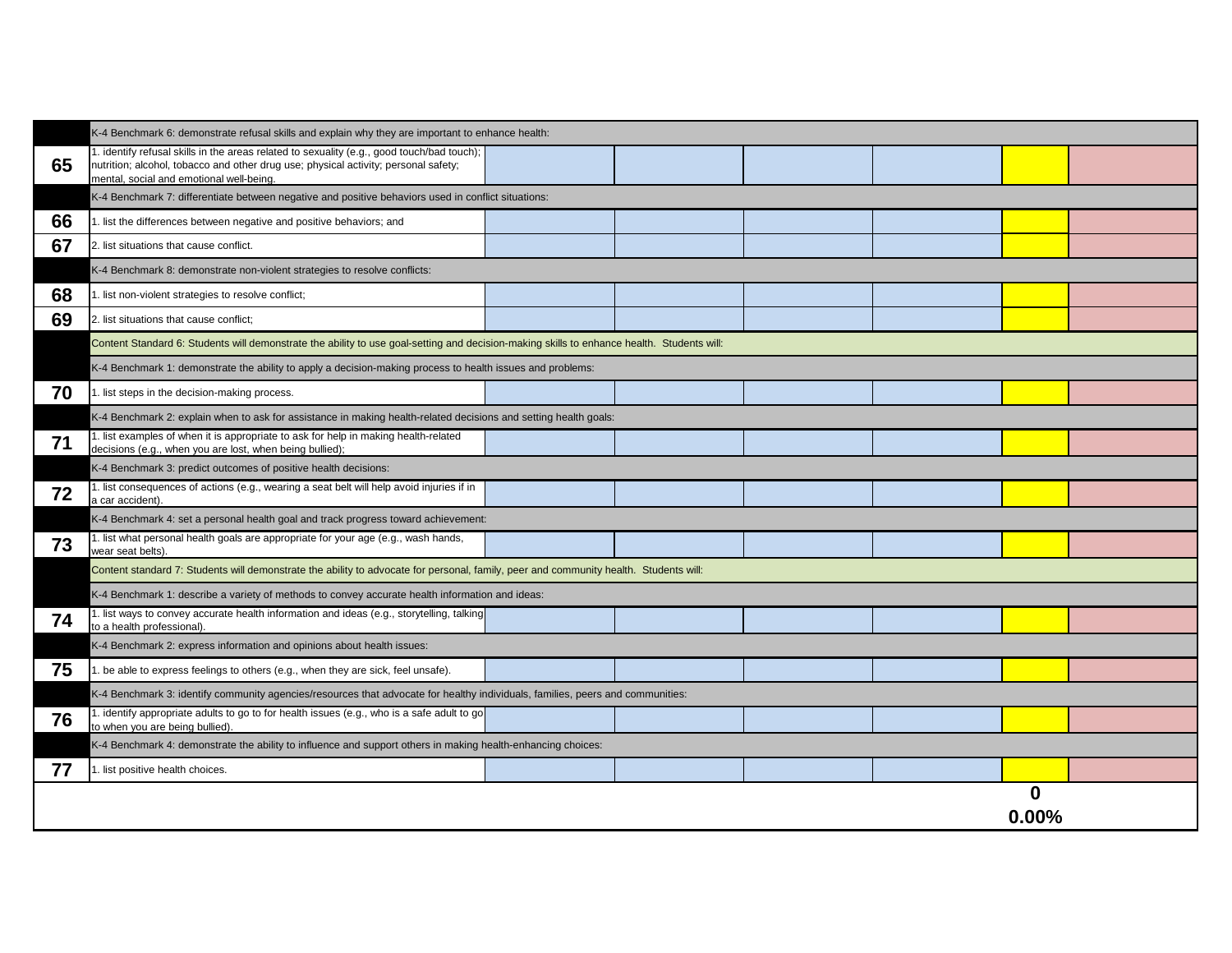| | | | | | | | |
|---|---|---|---|---|---|---|---|
| | K-4 Benchmark 6: demonstrate refusal skills and explain why they are important to enhance health: | | | | | | |
| **65** | 1. identify refusal skills in the areas related to sexuality (e.g., good touch/bad touch); nutrition; alcohol, tobacco and other drug use; physical activity; personal safety; mental, social and emotional well-being. | | | | | | |
| | K-4 Benchmark 7: differentiate between negative and positive behaviors used in conflict situations: | | | | | | |
| **66** | 1. list the differences between negative and positive behaviors; and | | | | | | |
| **67** | 2. list situations that cause conflict. | | | | | | |
| | K-4 Benchmark 8: demonstrate non-violent strategies to resolve conflicts: | | | | | | |
| **68** | 1. list non-violent strategies to resolve conflict; | | | | | | |
| **69** | 2. list situations that cause conflict; | | | | | | |
| | Content Standard 6: Students will demonstrate the ability to use goal-setting and decision-making skills to enhance health. Students will: | | | | | | |
| | K-4 Benchmark 1: demonstrate the ability to apply a decision-making process to health issues and problems: | | | | | | |
| **70** | 1. list steps in the decision-making process. | | | | | | |
| | K-4 Benchmark 2: explain when to ask for assistance in making health-related decisions and setting health goals: | | | | | | |
| **71** | 1. list examples of when it is appropriate to ask for help in making health-related decisions (e.g., when you are lost, when being bullied); | | | | | | |
| | K-4 Benchmark 3: predict outcomes of positive health decisions: | | | | | | |
| **72** | 1. list consequences of actions (e.g., wearing a seat belt will help avoid injuries if in a car accident). | | | | | | |
| | K-4 Benchmark 4: set a personal health goal and track progress toward achievement: | | | | | | |
| **73** | 1. list what personal health goals are appropriate for your age (e.g., wash hands, wear seat belts). | | | | | | |
| | Content standard 7: Students will demonstrate the ability to advocate for personal, family, peer and community health. Students will: | | | | | | |
| | K-4 Benchmark 1: describe a variety of methods to convey accurate health information and ideas: | | | | | | |
| **74** | 1. list ways to convey accurate health information and ideas (e.g., storytelling, talking to a health professional). | | | | | | |
| | K-4 Benchmark 2: express information and opinions about health issues: | | | | | | |
| **75** | 1. be able to express feelings to others (e.g., when they are sick, feel unsafe). | | | | | | |
| | K-4 Benchmark 3: identify community agencies/resources that advocate for healthy individuals, families, peers and communities: | | | | | | |
| **76** | 1. identify appropriate adults to go to for health issues (e.g., who is a safe adult to go to when you are being bullied). | | | | | | |
| | K-4 Benchmark 4: demonstrate the ability to influence and support others in making health-enhancing choices: | | | | | | |
| **77** | 1. list positive health choices. | | | | | | |
| | | | | | | **0** | |
| | | | | | | **0.00%** | |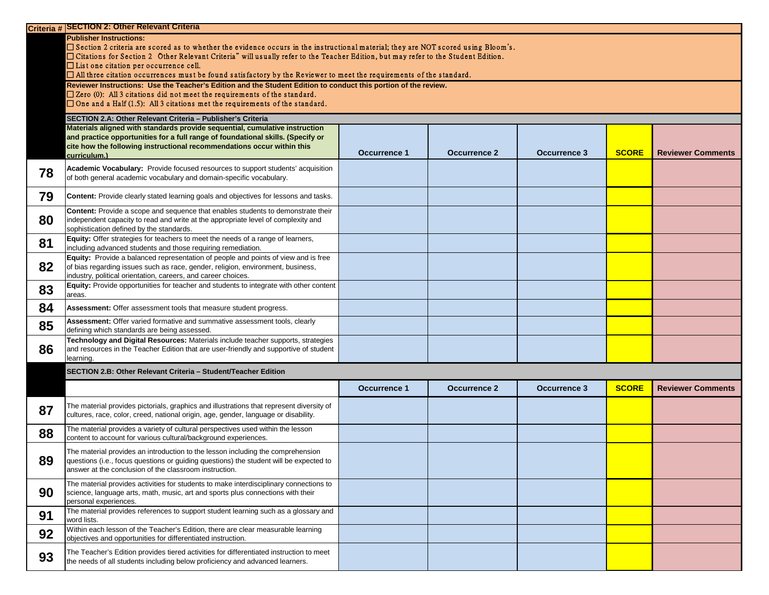| Criteria # | SECTION 2: Other Relevant Criteria | | | | | |
|---|---|---|---|---|---|---|
| | **Publisher Instructions:**<br>☐ Section 2 criteria are scored as to whether the evidence occurs in the instructional material; they are NOT scored using Bloom's.<br>☐ Citations for Section 2 "Other Relevant Criteria" will usually refer to the Teacher Edition, but may refer to the Student Edition.<br>☐ List one citation per occurrence cell.<br>☐ All three citation occurrences must be found satisfactory by the Reviewer to meet the requirements of the standard. | | | | | |
| | **Reviewer Instructions: Use the Teacher's Edition and the Student Edition to conduct this portion of the review.**<br>☐ Zero (0): All 3 citations did not meet the requirements of the standard.<br>☐ One and a Half (1.5): All 3 citations met the requirements of the standard. | | | | | |
| | **SECTION 2.A: Other Relevant Criteria – Publisher's Criteria** | | | | | |
| | **Materials aligned with standards provide sequential, cumulative instruction and practice opportunities for a full range of foundational skills. (Specify or cite how the following instructional recommendations occur within this curriculum.)** | **Occurrence 1** | **Occurrence 2** | **Occurrence 3** | **SCORE** | **Reviewer Comments** |
| **78** | **Academic Vocabulary:** Provide focused resources to support students' acquisition of both general academic vocabulary and domain-specific vocabulary. | | | | | |
| **79** | **Content:** Provide clearly stated learning goals and objectives for lessons and tasks. | | | | | |
| **80** | **Content:** Provide a scope and sequence that enables students to demonstrate their independent capacity to read and write at the appropriate level of complexity and sophistication defined by the standards. | | | | | |
| **81** | **Equity:** Offer strategies for teachers to meet the needs of a range of learners, including advanced students and those requiring remediation. | | | | | |
| **82** | **Equity:** Provide a balanced representation of people and points of view and is free of bias regarding issues such as race, gender, religion, environment, business, industry, political orientation, careers, and career choices. | | | | | |
| **83** | **Equity:** Provide opportunities for teacher and students to integrate with other content areas. | | | | | |
| **84** | **Assessment:** Offer assessment tools that measure student progress. | | | | | |
| **85** | **Assessment:** Offer varied formative and summative assessment tools, clearly defining which standards are being assessed. | | | | | |
| **86** | **Technology and Digital Resources:** Materials include teacher supports, strategies and resources in the Teacher Edition that are user-friendly and supportive of student learning. | | | | | |
| | **SECTION 2.B: Other Relevant Criteria – Student/Teacher Edition** | | | | | |
| | | **Occurrence 1** | **Occurrence 2** | **Occurrence 3** | **SCORE** | **Reviewer Comments** |
| **87** | The material provides pictorials, graphics and illustrations that represent diversity of cultures, race, color, creed, national origin, age, gender, language or disability. | | | | | |
| **88** | The material provides a variety of cultural perspectives used within the lesson content to account for various cultural/background experiences. | | | | | |
| **89** | The material provides an introduction to the lesson including the comprehension questions (i.e., focus questions or guiding questions) the student will be expected to answer at the conclusion of the classroom instruction. | | | | | |
| **90** | The material provides activities for students to make interdisciplinary connections to science, language arts, math, music, art and sports plus connections with their personal experiences. | | | | | |
| **91** | The material provides references to support student learning such as a glossary and word lists. | | | | | |
| **92** | Within each lesson of the Teacher's Edition, there are clear measurable learning objectives and opportunities for differentiated instruction. | | | | | |
| **93** | The Teacher's Edition provides tiered activities for differentiated instruction to meet the needs of all students including below proficiency and advanced learners. | | | | | |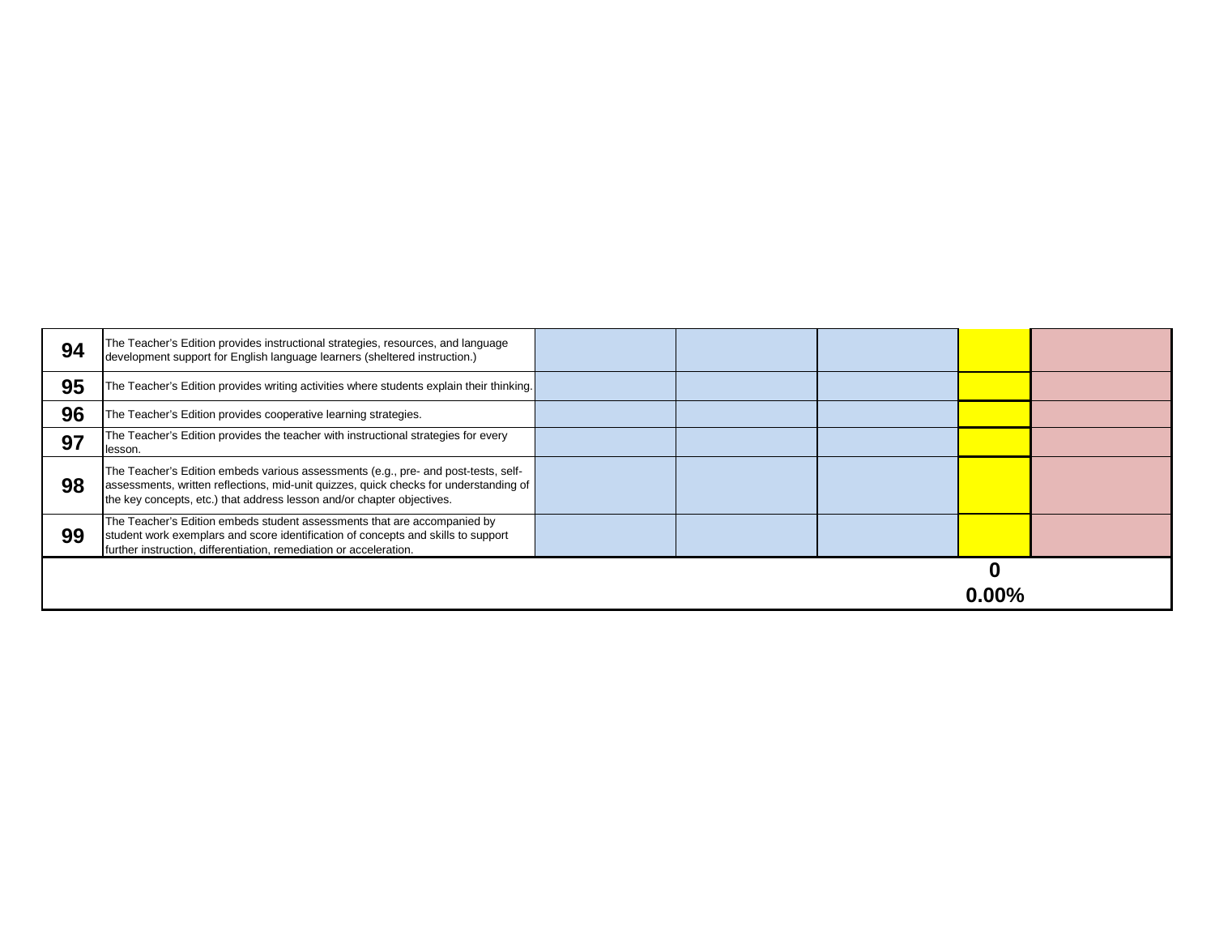| | | | | | | |
|---|---|---|---|---|---|---|
| **94** | The Teacher's Edition provides instructional strategies, resources, and language development support for English language learners (sheltered instruction.) | | | | | |
| **95** | The Teacher's Edition provides writing activities where students explain their thinking. | | | | | |
| **96** | The Teacher's Edition provides cooperative learning strategies. | | | | | |
| **97** | The Teacher's Edition provides the teacher with instructional strategies for every lesson. | | | | | |
| **98** | The Teacher's Edition embeds various assessments (e.g., pre- and post-tests, self-assessments, written reflections, mid-unit quizzes, quick checks for understanding of the key concepts, etc.) that address lesson and/or chapter objectives. | | | | | |
| **99** | The Teacher's Edition embeds student assessments that are accompanied by student work exemplars and score identification of concepts and skills to support further instruction, differentiation, remediation or acceleration. | | | | | |
| | | | | | **0**<br>**0.00%** | |